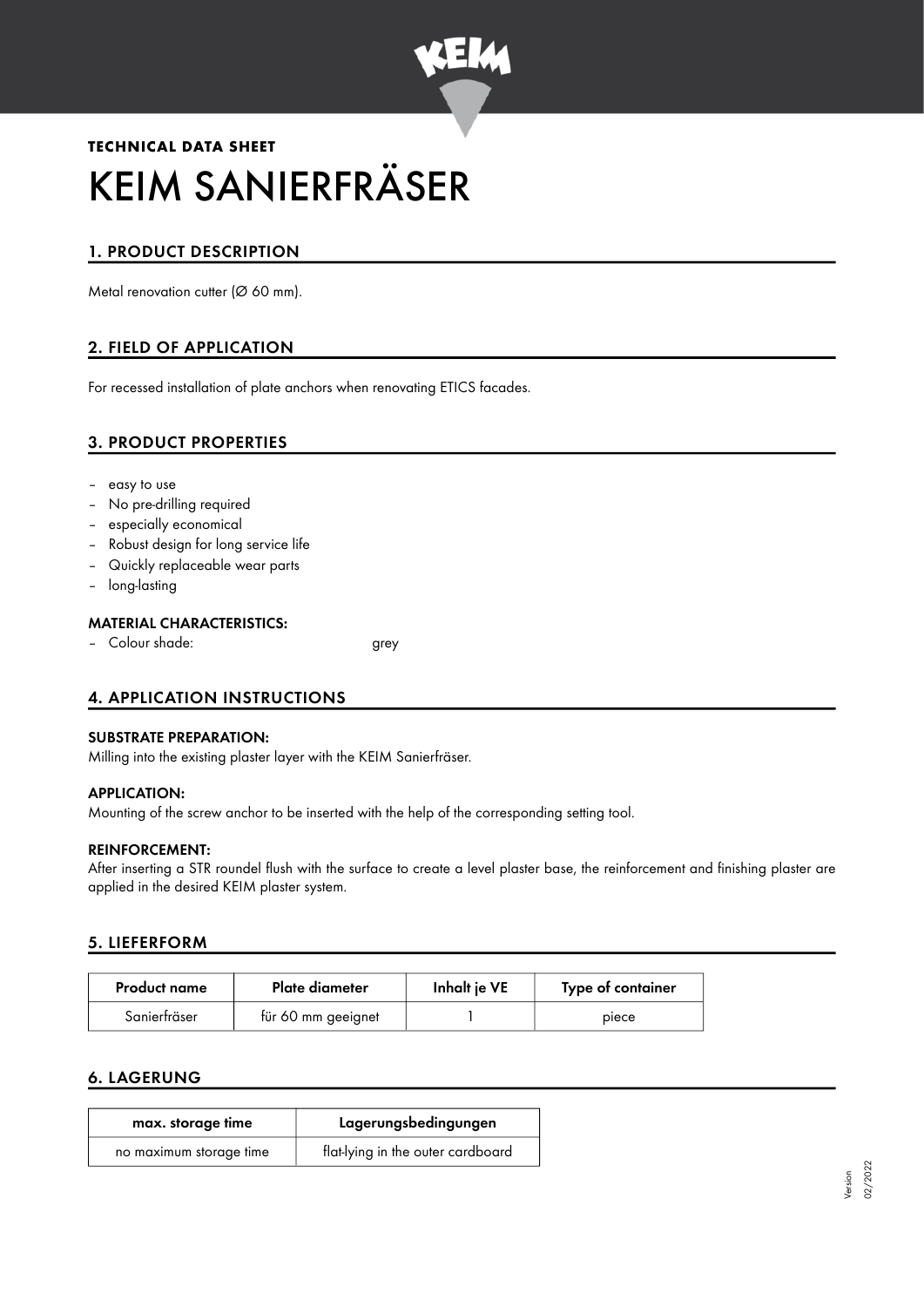**TECHNICAL DATA SHEET**

# KEIM SANIERFRÄSER

## 1. PRODUCT DESCRIPTION

Metal renovation cutter (Ø 60 mm).

## 2. FIELD OF APPLICATION

For recessed installation of plate anchors when renovating ETICS facades.

## 3. PRODUCT PROPERTIES

- easy to use
- No pre-drilling required
- especially economical
- Robust design for long service life
- Quickly replaceable wear parts
- long-lasting

### MATERIAL CHARACTERISTICS:

- Colour shade: grey

## 4. APPLICATION INSTRUCTIONS

### SUBSTRATE PREPARATION:

Milling into the existing plaster layer with the KEIM Sanierfräser.

### APPLICATION:

Mounting of the screw anchor to be inserted with the help of the corresponding setting tool.

### REINFORCEMENT:

After inserting a STR roundel flush with the surface to create a level plaster base, the reinforcement and finishing plaster are applied in the desired KEIM plaster system.

## 5. LIEFERFORM

| Product name | Plate diameter | Inhalt je VE | Type of container |
| --- | --- | --- | --- |
| Sanierfräser | für 60 mm geeignet | 1 | piece |

## 6. LAGERUNG

| max. storage time | Lagerungsbedingungen |
| --- | --- |
| no maximum storage time | flat-lying in the outer cardboard |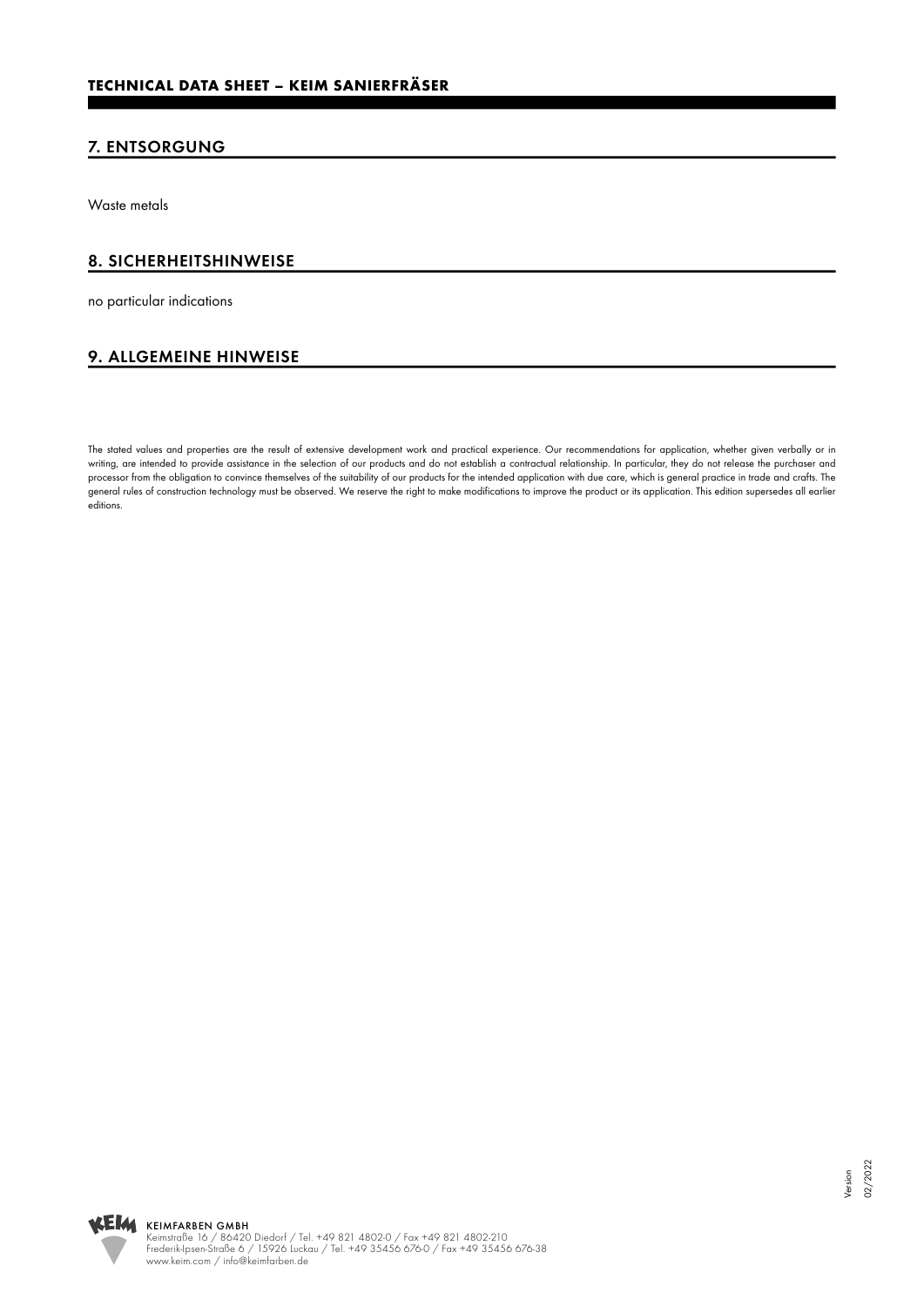## 7. ENTSORGUNG

Waste metals

## 8. SICHERHEITSHINWEISE

no particular indications

## 9. ALLGEMEINE HINWEISE

The stated values and properties are the result of extensive development work and practical experience. Our recommendations for application, whether given verbally or in writing, are intended to provide assistance in the selection of our products and do not establish a contractual relationship. In particular, they do not release the purchaser and processor from the obligation to convince themselves of the suitability of our products for the intended application with due care, which is general practice in trade and crafts. The general rules of construction technology must be observed. We reserve the right to make modifications to improve the product or its application. This edition supersedes all earlier editions.

Version 02/2022

KEIMFARBEN GMBH
Keimstraße 16 / 86420 Diedorf / Tel. +49 821 4802-0 / Fax +49 821 4802-210
Frederik-Ipsen-Straße 6 / 15926 Luckau / Tel. +49 35456 676-0 / Fax +49 35456 676-38
www.keim.com / info@keimfarben.de